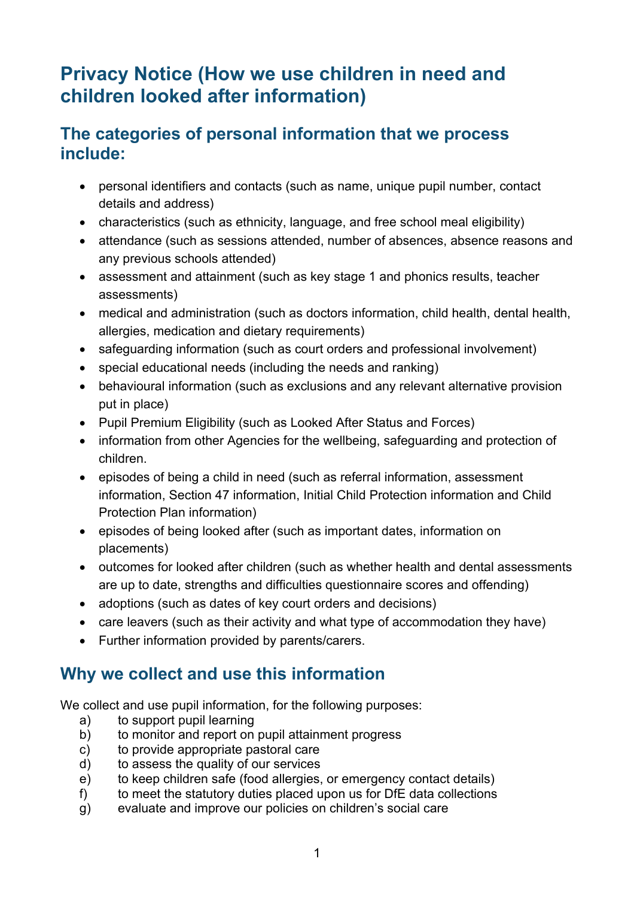# Privacy Notice (How we use children in need and children looked after information)

## The categories of personal information that we process include:

- personal identifiers and contacts (such as name, unique pupil number, contact details and address)
- characteristics (such as ethnicity, language, and free school meal eligibility)
- attendance (such as sessions attended, number of absences, absence reasons and any previous schools attended)
- assessment and attainment (such as key stage 1 and phonics results, teacher assessments)
- medical and administration (such as doctors information, child health, dental health, allergies, medication and dietary requirements)
- safeguarding information (such as court orders and professional involvement)
- special educational needs (including the needs and ranking)
- behavioural information (such as exclusions and any relevant alternative provision put in place)
- Pupil Premium Eligibility (such as Looked After Status and Forces)
- information from other Agencies for the wellbeing, safeguarding and protection of children.
- episodes of being a child in need (such as referral information, assessment information, Section 47 information, Initial Child Protection information and Child Protection Plan information)
- episodes of being looked after (such as important dates, information on placements)
- outcomes for looked after children (such as whether health and dental assessments are up to date, strengths and difficulties questionnaire scores and offending)
- adoptions (such as dates of key court orders and decisions)
- care leavers (such as their activity and what type of accommodation they have)
- Further information provided by parents/carers.

## Why we collect and use this information

We collect and use pupil information, for the following purposes:

a) to support pupil learning
b) to monitor and report on pupil attainment progress
c) to provide appropriate pastoral care
d) to assess the quality of our services
e) to keep children safe (food allergies, or emergency contact details)
f) to meet the statutory duties placed upon us for DfE data collections
g) evaluate and improve our policies on children's social care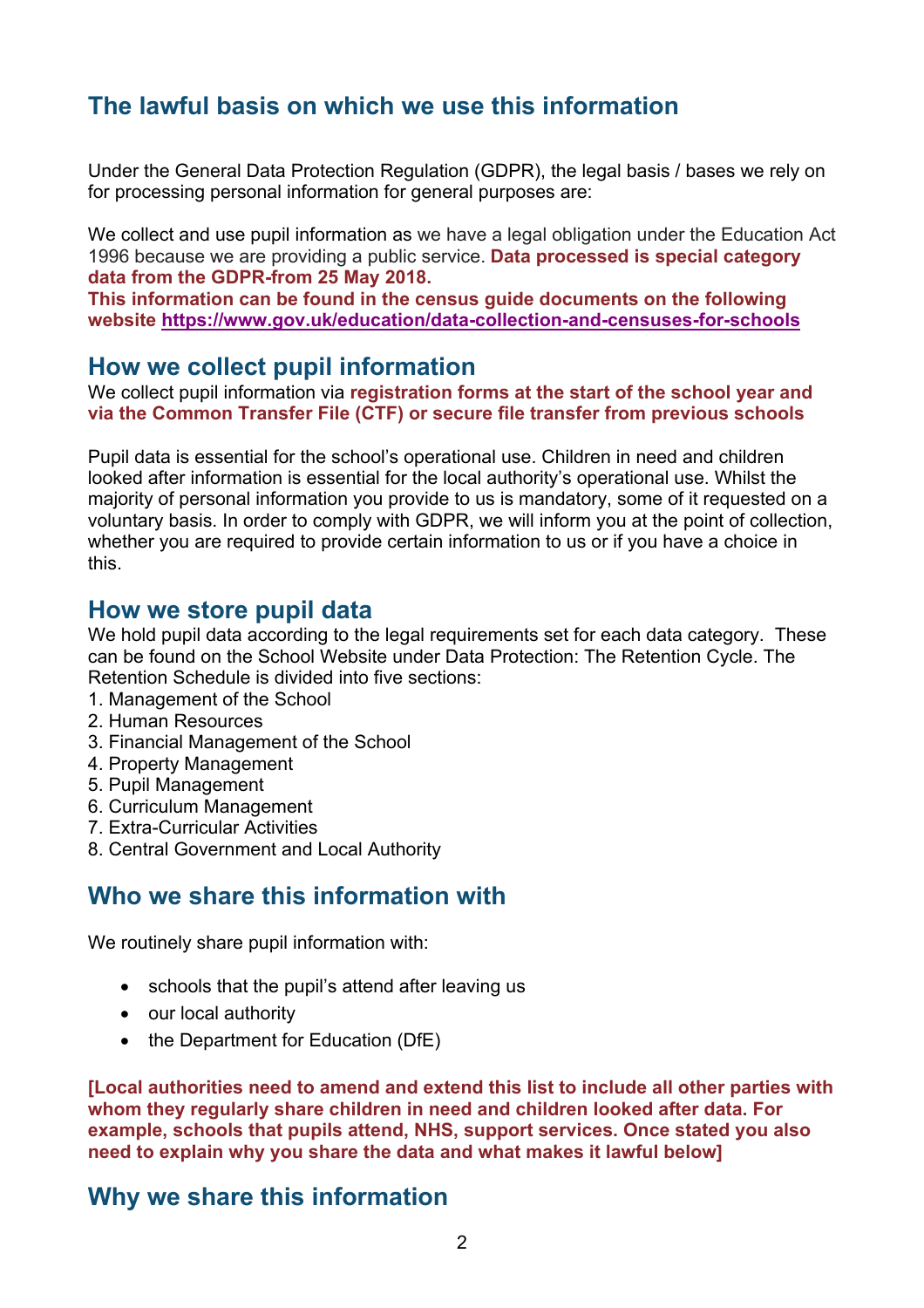## The lawful basis on which we use this information

Under the General Data Protection Regulation (GDPR), the legal basis / bases we rely on for processing personal information for general purposes are:

We collect and use pupil information as we have a legal obligation under the Education Act 1996 because we are providing a public service. **Data processed is special category data from the GDPR-from 25 May 2018.**
**This information can be found in the census guide documents on the following website [https://www.gov.uk/education/data-collection-and-censuses-for-schools](https://www.gov.uk/education/data-collection-and-censuses-for-schools)**

## How we collect pupil information

We collect pupil information via **registration forms at the start of the school year and via the Common Transfer File (CTF) or secure file transfer from previous schools**

Pupil data is essential for the school's operational use. Children in need and children looked after information is essential for the local authority's operational use. Whilst the majority of personal information you provide to us is mandatory, some of it requested on a voluntary basis. In order to comply with GDPR, we will inform you at the point of collection, whether you are required to provide certain information to us or if you have a choice in this.

## How we store pupil data

We hold pupil data according to the legal requirements set for each data category. These can be found on the School Website under Data Protection: The Retention Cycle. The Retention Schedule is divided into five sections:

1. Management of the School
2. Human Resources
3. Financial Management of the School
4. Property Management
5. Pupil Management
6. Curriculum Management
7. Extra-Curricular Activities
8. Central Government and Local Authority

## Who we share this information with

We routinely share pupil information with:

- schools that the pupil's attend after leaving us
- our local authority
- the Department for Education (DfE)

**[Local authorities need to amend and extend this list to include all other parties with whom they regularly share children in need and children looked after data. For example, schools that pupils attend, NHS, support services. Once stated you also need to explain why you share the data and what makes it lawful below]**

## Why we share this information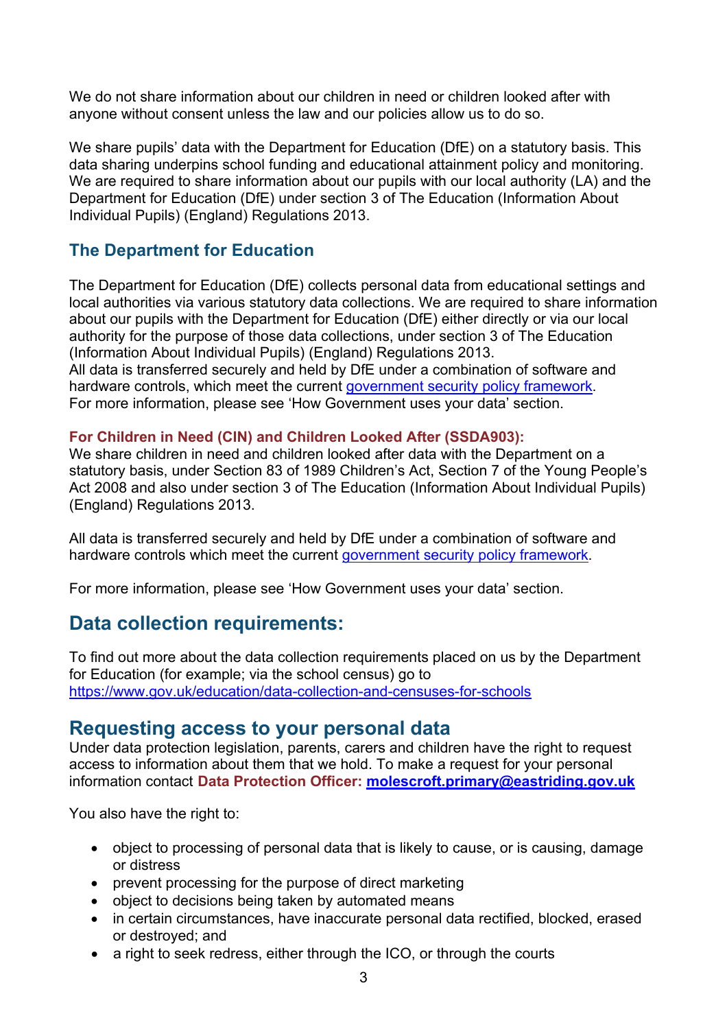We do not share information about our children in need or children looked after with anyone without consent unless the law and our policies allow us to do so.

We share pupils' data with the Department for Education (DfE) on a statutory basis. This data sharing underpins school funding and educational attainment policy and monitoring. We are required to share information about our pupils with our local authority (LA) and the Department for Education (DfE) under section 3 of The Education (Information About Individual Pupils) (England) Regulations 2013.

### The Department for Education

The Department for Education (DfE) collects personal data from educational settings and local authorities via various statutory data collections. We are required to share information about our pupils with the Department for Education (DfE) either directly or via our local authority for the purpose of those data collections, under section 3 of The Education (Information About Individual Pupils) (England) Regulations 2013.
All data is transferred securely and held by DfE under a combination of software and hardware controls, which meet the current [government security policy framework](government security policy framework).
For more information, please see 'How Government uses your data' section.

**For Children in Need (CIN) and Children Looked After (SSDA903):**
We share children in need and children looked after data with the Department on a statutory basis, under Section 83 of 1989 Children's Act, Section 7 of the Young People's Act 2008 and also under section 3 of The Education (Information About Individual Pupils) (England) Regulations 2013.

All data is transferred securely and held by DfE under a combination of software and hardware controls which meet the current [government security policy framework](government security policy framework).

For more information, please see 'How Government uses your data' section.

## Data collection requirements:

To find out more about the data collection requirements placed on us by the Department for Education (for example; via the school census) go to https://www.gov.uk/education/data-collection-and-censuses-for-schools

## Requesting access to your personal data

Under data protection legislation, parents, carers and children have the right to request access to information about them that we hold. To make a request for your personal information contact **Data Protection Officer: molescroft.primary@eastriding.gov.uk**

You also have the right to:

- object to processing of personal data that is likely to cause, or is causing, damage or distress
- prevent processing for the purpose of direct marketing
- object to decisions being taken by automated means
- in certain circumstances, have inaccurate personal data rectified, blocked, erased or destroyed; and
- a right to seek redress, either through the ICO, or through the courts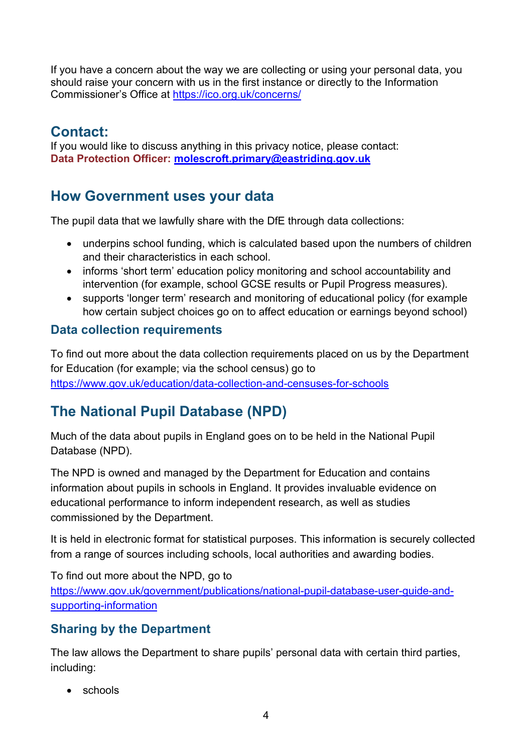If you have a concern about the way we are collecting or using your personal data, you should raise your concern with us in the first instance or directly to the Information Commissioner's Office at https://ico.org.uk/concerns/

## Contact:

If you would like to discuss anything in this privacy notice, please contact:
**Data Protection Officer: molescroft.primary@eastriding.gov.uk**

## How Government uses your data

The pupil data that we lawfully share with the DfE through data collections:

- underpins school funding, which is calculated based upon the numbers of children and their characteristics in each school.
- informs 'short term' education policy monitoring and school accountability and intervention (for example, school GCSE results or Pupil Progress measures).
- supports 'longer term' research and monitoring of educational policy (for example how certain subject choices go on to affect education or earnings beyond school)

### Data collection requirements

To find out more about the data collection requirements placed on us by the Department for Education (for example; via the school census) go to https://www.gov.uk/education/data-collection-and-censuses-for-schools

## The National Pupil Database (NPD)

Much of the data about pupils in England goes on to be held in the National Pupil Database (NPD).

The NPD is owned and managed by the Department for Education and contains information about pupils in schools in England. It provides invaluable evidence on educational performance to inform independent research, as well as studies commissioned by the Department.

It is held in electronic format for statistical purposes. This information is securely collected from a range of sources including schools, local authorities and awarding bodies.

To find out more about the NPD, go to https://www.gov.uk/government/publications/national-pupil-database-user-guide-and-supporting-information

### Sharing by the Department

The law allows the Department to share pupils' personal data with certain third parties, including:

- schools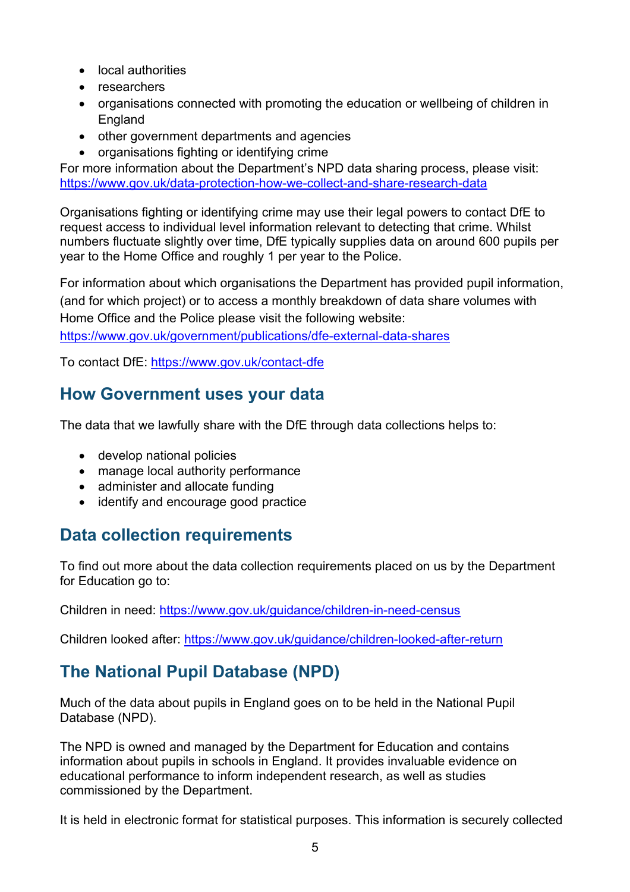- local authorities
- researchers
- organisations connected with promoting the education or wellbeing of children in England
- other government departments and agencies
- organisations fighting or identifying crime

For more information about the Department's NPD data sharing process, please visit: https://www.gov.uk/data-protection-how-we-collect-and-share-research-data

Organisations fighting or identifying crime may use their legal powers to contact DfE to request access to individual level information relevant to detecting that crime. Whilst numbers fluctuate slightly over time, DfE typically supplies data on around 600 pupils per year to the Home Office and roughly 1 per year to the Police.

For information about which organisations the Department has provided pupil information, (and for which project) or to access a monthly breakdown of data share volumes with Home Office and the Police please visit the following website: https://www.gov.uk/government/publications/dfe-external-data-shares

To contact DfE: https://www.gov.uk/contact-dfe

## How Government uses your data

The data that we lawfully share with the DfE through data collections helps to:

- develop national policies
- manage local authority performance
- administer and allocate funding
- identify and encourage good practice

## Data collection requirements

To find out more about the data collection requirements placed on us by the Department for Education go to:

Children in need: https://www.gov.uk/guidance/children-in-need-census

Children looked after: https://www.gov.uk/guidance/children-looked-after-return

## The National Pupil Database (NPD)

Much of the data about pupils in England goes on to be held in the National Pupil Database (NPD).

The NPD is owned and managed by the Department for Education and contains information about pupils in schools in England. It provides invaluable evidence on educational performance to inform independent research, as well as studies commissioned by the Department.

It is held in electronic format for statistical purposes. This information is securely collected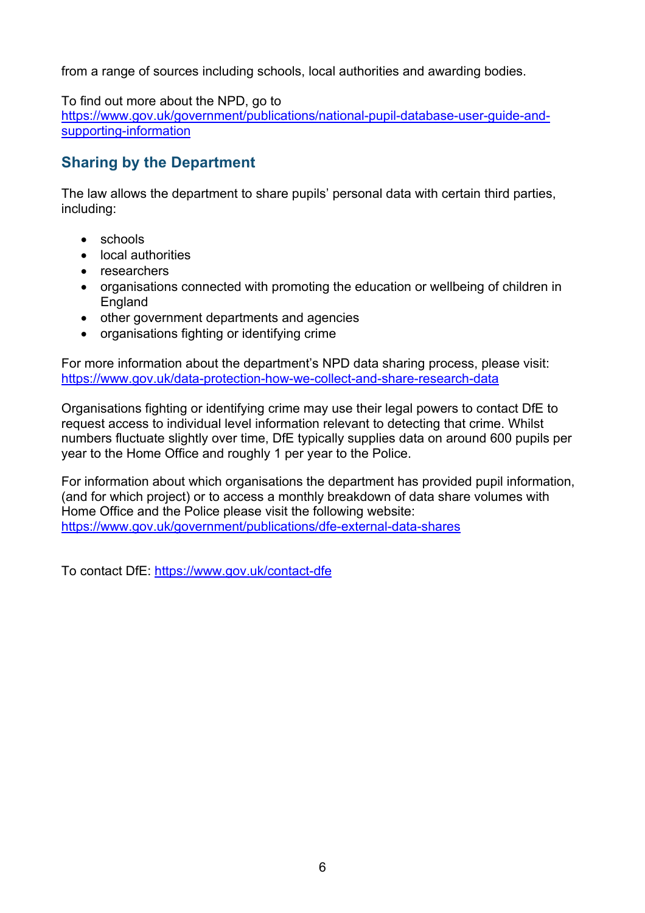from a range of sources including schools, local authorities and awarding bodies.

To find out more about the NPD, go to https://www.gov.uk/government/publications/national-pupil-database-user-guide-and-supporting-information

## Sharing by the Department

The law allows the department to share pupils' personal data with certain third parties, including:

- schools
- local authorities
- researchers
- organisations connected with promoting the education or wellbeing of children in England
- other government departments and agencies
- organisations fighting or identifying crime

For more information about the department's NPD data sharing process, please visit: https://www.gov.uk/data-protection-how-we-collect-and-share-research-data

Organisations fighting or identifying crime may use their legal powers to contact DfE to request access to individual level information relevant to detecting that crime. Whilst numbers fluctuate slightly over time, DfE typically supplies data on around 600 pupils per year to the Home Office and roughly 1 per year to the Police.

For information about which organisations the department has provided pupil information, (and for which project) or to access a monthly breakdown of data share volumes with Home Office and the Police please visit the following website: https://www.gov.uk/government/publications/dfe-external-data-shares

To contact DfE: https://www.gov.uk/contact-dfe